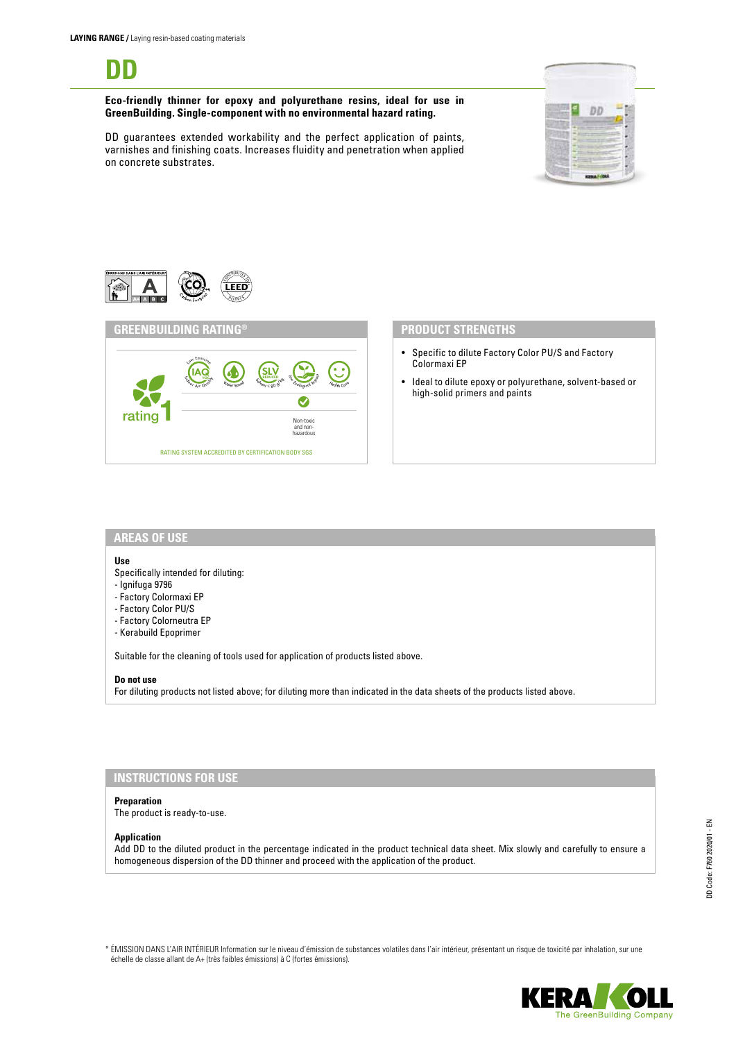**LAYING RANGE /** Laying resin-based coating materials

# DD

**Eco-friendly thinner for epoxy and polyurethane resins, ideal for use in GreenBuilding. Single-component with no environmental hazard rating.**

DD guarantees extended workability and the perfect application of paints, varnishes and finishing coats. Increases fluidity and penetration when applied on concrete substrates.

## GREENBUILDING RATING®

rating 1

Low Emission IAQ Indoor Air Quality · Water Based · SLV Reduced Solvent < 80 g/kg · Eco Ecological Impact · Health Care

Non-toxic and non-hazardous

RATING SYSTEM ACCREDITED BY CERTIFICATION BODY SGS

## PRODUCT STRENGTHS

- Specific to dilute Factory Color PU/S and Factory Colormaxi EP
- Ideal to dilute epoxy or polyurethane, solvent-based or high-solid primers and paints

## AREAS OF USE

**Use**
Specifically intended for diluting:
- Ignifuga 9796
- Factory Colormaxi EP
- Factory Color PU/S
- Factory Colorneutra EP
- Kerabuild Epoprimer

Suitable for the cleaning of tools used for application of products listed above.

**Do not use**
For diluting products not listed above; for diluting more than indicated in the data sheets of the products listed above.

## INSTRUCTIONS FOR USE

**Preparation**
The product is ready-to-use.

**Application**
Add DD to the diluted product in the percentage indicated in the product technical data sheet. Mix slowly and carefully to ensure a homogeneous dispersion of the DD thinner and proceed with the application of the product.

\* ÉMISSION DANS L'AIR INTÉRIEUR Information sur le niveau d'émission de substances volatiles dans l'air intérieur, présentant un risque de toxicité par inhalation, sur une échelle de classe allant de A+ (très faibles émissions) à C (fortes émissions).

DD Code: F760 2020/01 - EN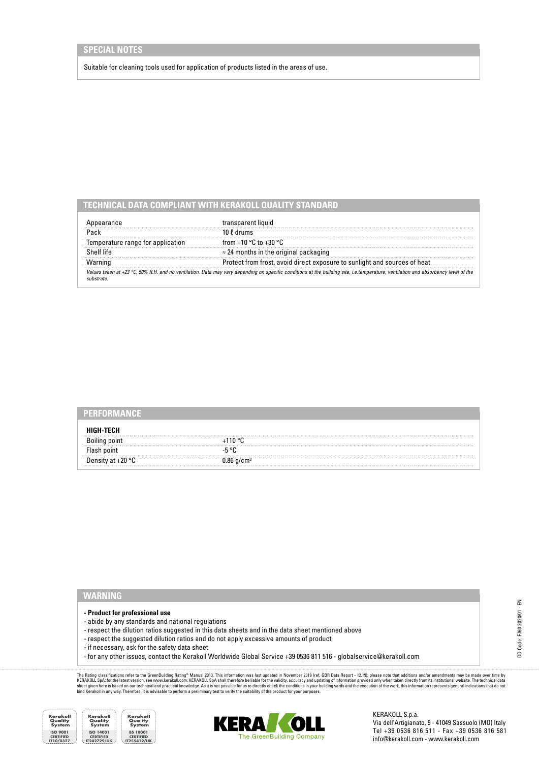## SPECIAL NOTES

Suitable for cleaning tools used for application of products listed in the areas of use.

## TECHNICAL DATA COMPLIANT WITH KERAKOLL QUALITY STANDARD

| | |
|---|---|
| Appearance | transparent liquid |
| Pack | 10 ℓ drums |
| Temperature range for application | from +10 °C to +30 °C |
| Shelf life | ≈ 24 months in the original packaging |
| Warning | Protect from frost, avoid direct exposure to sunlight and sources of heat |

*Values taken at +23 °C, 50% R.H. and no ventilation. Data may vary depending on specific conditions at the building site, i.e.temperature, ventilation and absorbency level of the substrate.*

## PERFORMANCE

| **HIGH-TECH** | |
|---|---|
| Boiling point | +110 °C |
| Flash point | -5 °C |
| Density at +20 °C | 0.86 g/cm$^3$ |

## WARNING

- **Product for professional use**
- abide by any standards and national regulations
- respect the dilution ratios suggested in this data sheets and in the data sheet mentioned above
- respect the suggested dilution ratios and do not apply excessive amounts of product
- if necessary, ask for the safety data sheet
- for any other issues, contact the Kerakoll Worldwide Global Service +39 0536 811 516 - globalservice@kerakoll.com

The Rating classifications refer to the GreenBuilding Rating® Manual 2013. This information was last updated in November 2019 (ref. GBR Data Report - 12.19); please note that additions and/or amendments may be made over time by KERAKOLL SpA; for the latest version, see www.kerakoll.com. KERAKOLL SpA shall therefore be liable for the validity, accuracy and updating of information provided only when taken directly from its institutional website. The technical data sheet given here is based on our technical and practical knowledge. As it is not possible for us to directly check the conditions in your building yards and the execution of the work, this information represents general indications that do not bind Kerakoll in any way. Therefore, it is advisable to perform a preliminary test to verify the suitability of the product for your purposes.

DD Code: F760 2020/01 - EN

Kerakoll Quality System ISO 9001 CERTIFIED IT10/0327
Kerakoll Quality System ISO 14001 CERTIFIED IT242729/UK
Kerakoll Quality System BS 18001 CERTIFIED IT255412/UK

KERAKOLL The GreenBuilding Company

KERAKOLL S.p.a.
Via dell'Artigianato, 9 - 41049 Sassuolo (MO) Italy
Tel +39 0536 816 511 - Fax +39 0536 816 581
info@kerakoll.com - www.kerakoll.com